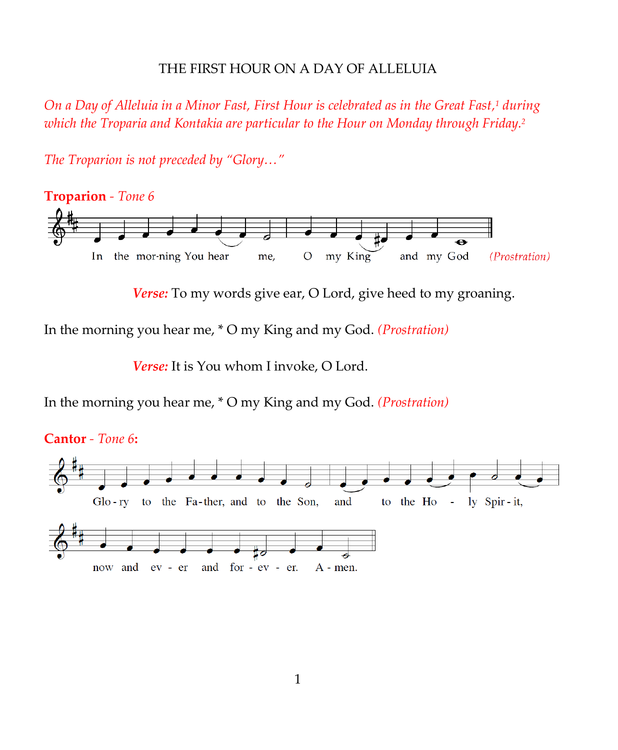# THE FIRST HOUR ON A DAY OF ALLELUIA

*On a Day of Alleluia in a Minor Fast, First Hour is celebrated as in the Great Fast,[1] during which the Troparia and Kontakia are particular to the Hour on Monday through Friday.[2]*

*The Troparion is not preceded by "Glory…"*

**Troparion** - *Tone 6*

In the mor-ning You hear me, O my King and my God *(Prostration)*

***Verse:*** To my words give ear, O Lord, give heed to my groaning.

In the morning you hear me, * O my King and my God. *(Prostration)*

***Verse:*** It is You whom I invoke, O Lord.

In the morning you hear me, * O my King and my God. *(Prostration)*

**Cantor** - *Tone 6***:**

Glo-ry to the Fa-ther, and to the Son, and to the Ho - ly Spir-it, now and ev - er and for - ev - er. A - men.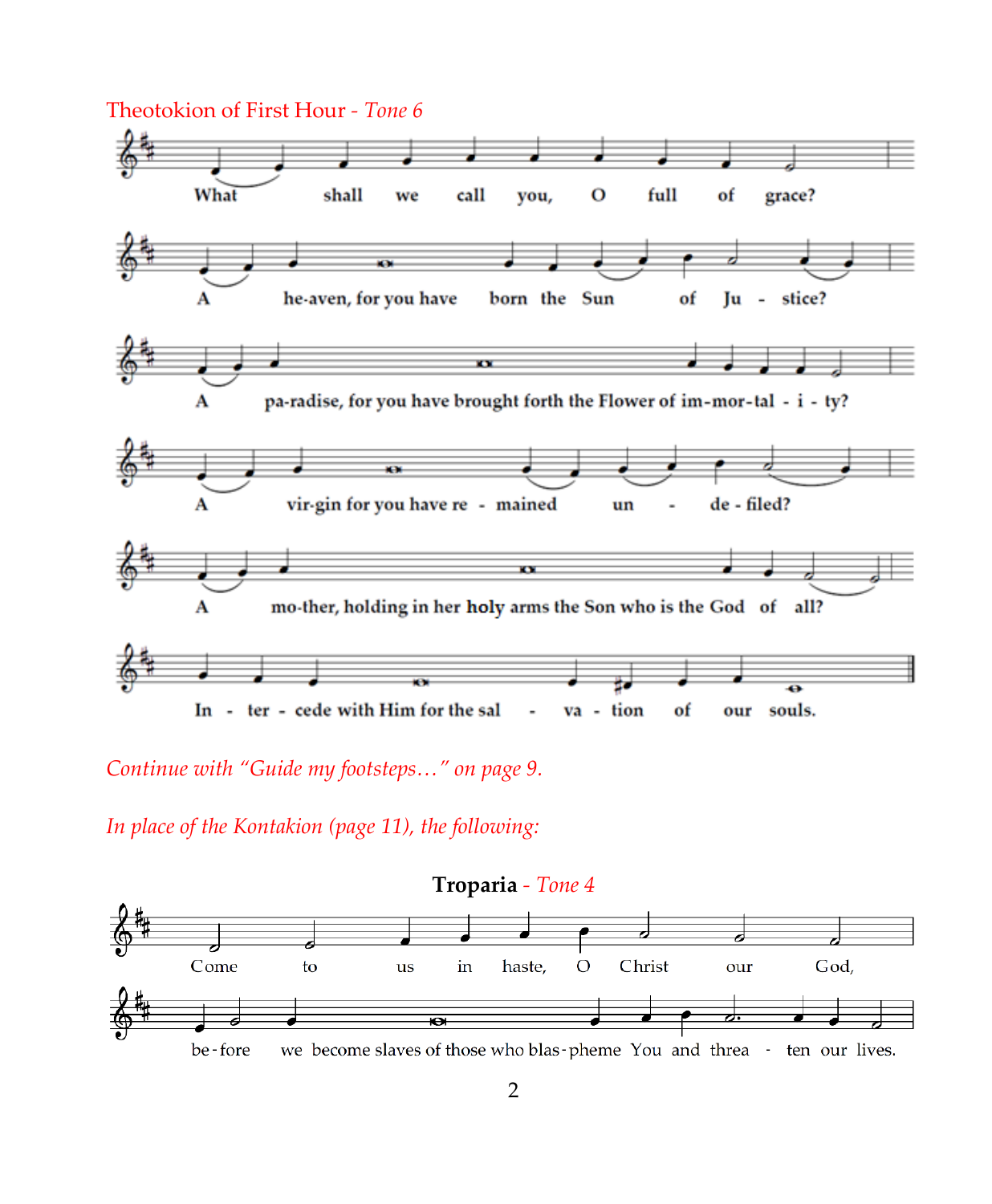## Theotokion of First Hour - *Tone 6*

What shall we call you, O full of grace?

A he-aven, for you have born the Sun of Ju - stice?

A pa-radise, for you have brought forth the Flower of im-mor-tal - i - ty?

A vir-gin for you have re - mained un - de - filed?

A mo-ther, holding in her holy arms the Son who is the God of all?

In - ter - cede with Him for the sal - va - tion of our souls.

*Continue with "Guide my footsteps…" on page 9.*

*In place of the Kontakion (page 11), the following:*

### **Troparia** - *Tone 4*

Come to us in haste, O Christ our God,

be - fore we become slaves of those who blas - pheme You and threa - ten our lives.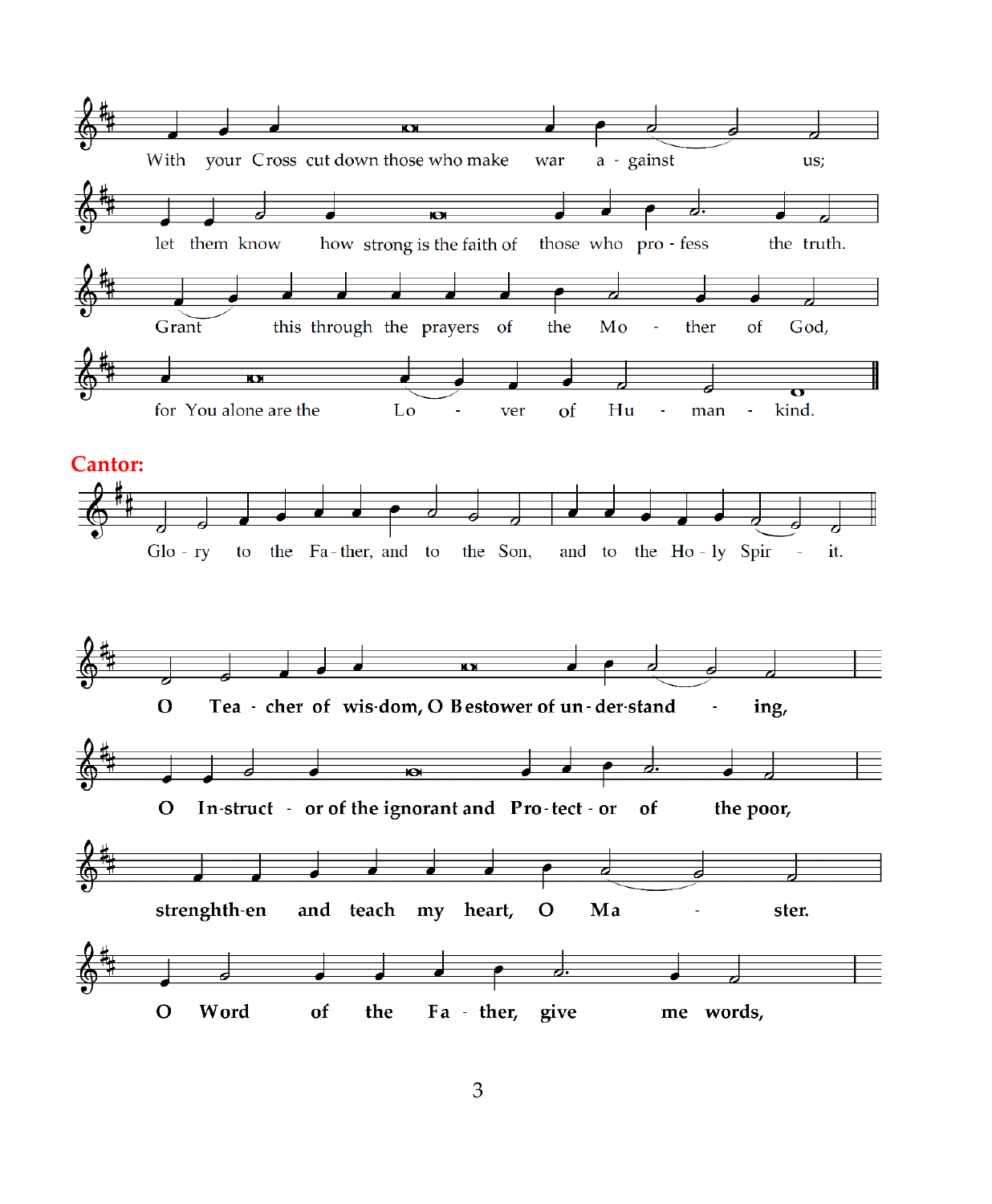With your Cross cut down those who make war a - gainst us;

let them know how strong is the faith of those who pro - fess the truth.

Grant this through the prayers of the Mo - ther of God,

for You alone are the Lo - ver of Hu - man - kind.

**Cantor:**

Glo - ry to the Fa - ther, and to the Son, and to the Ho - ly Spir - it.

**O Tea - cher of wis-dom, O Bestower of un - der-stand - ing,**

**O In-struct - or of the ignorant and Pro-tect - or of the poor,**

**strenghth-en and teach my heart, O Ma - ster.**

**O Word of the Fa - ther, give me words,**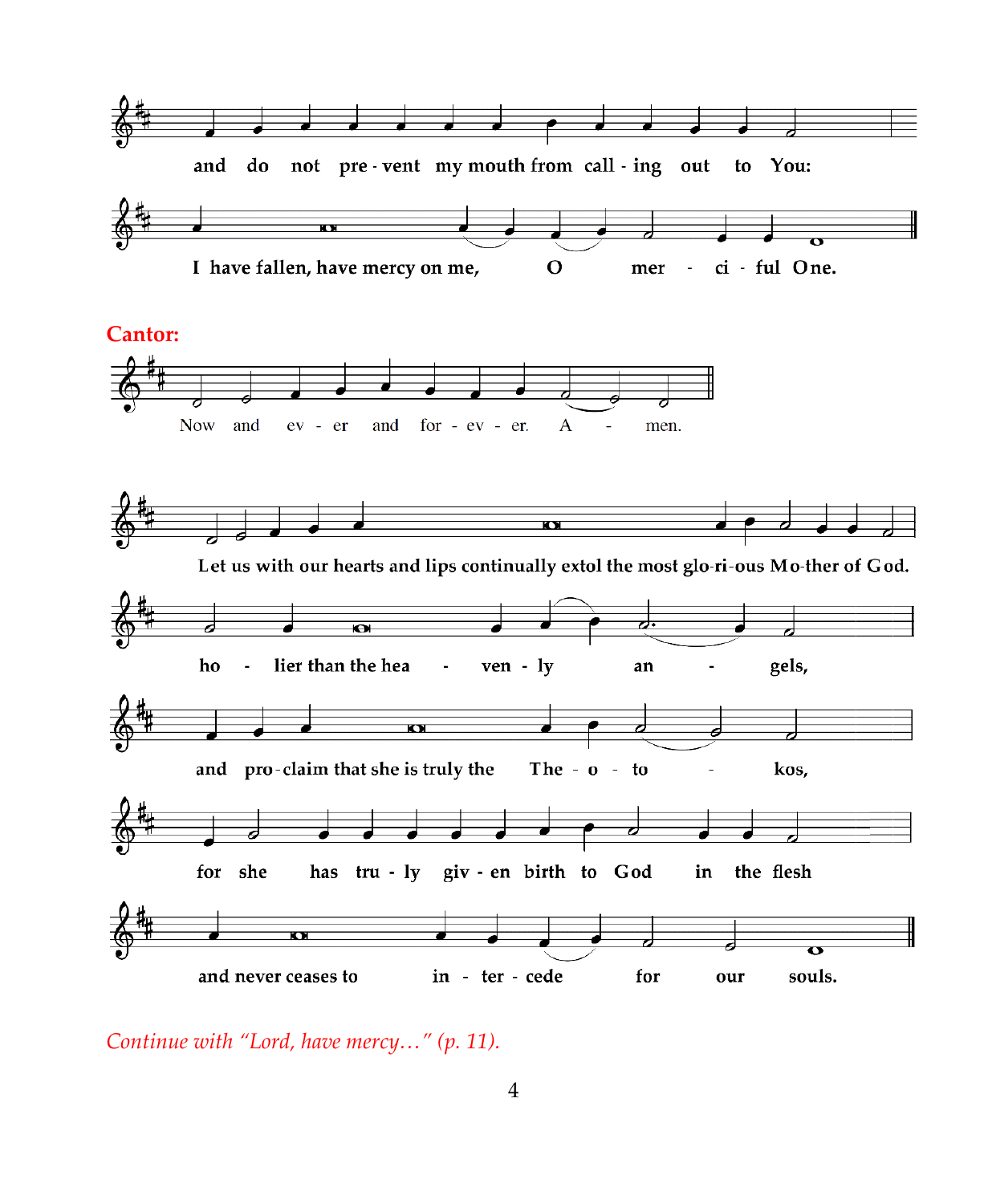and do not pre - vent my mouth from call - ing out to You:

I have fallen, have mercy on me, O mer - ci - ful One.

**Cantor:**

Now and ev - er and for - ev - er. A - men.

Let us with our hearts and lips continually extol the most glo-ri-ous Mo-ther of God.

ho - lier than the hea - ven - ly an - gels,

and pro-claim that she is truly the The - o - to - kos,

for she has tru - ly giv - en birth to God in the flesh

and never ceases to in - ter - cede for our souls.

*Continue with "Lord, have mercy…" (p. 11).*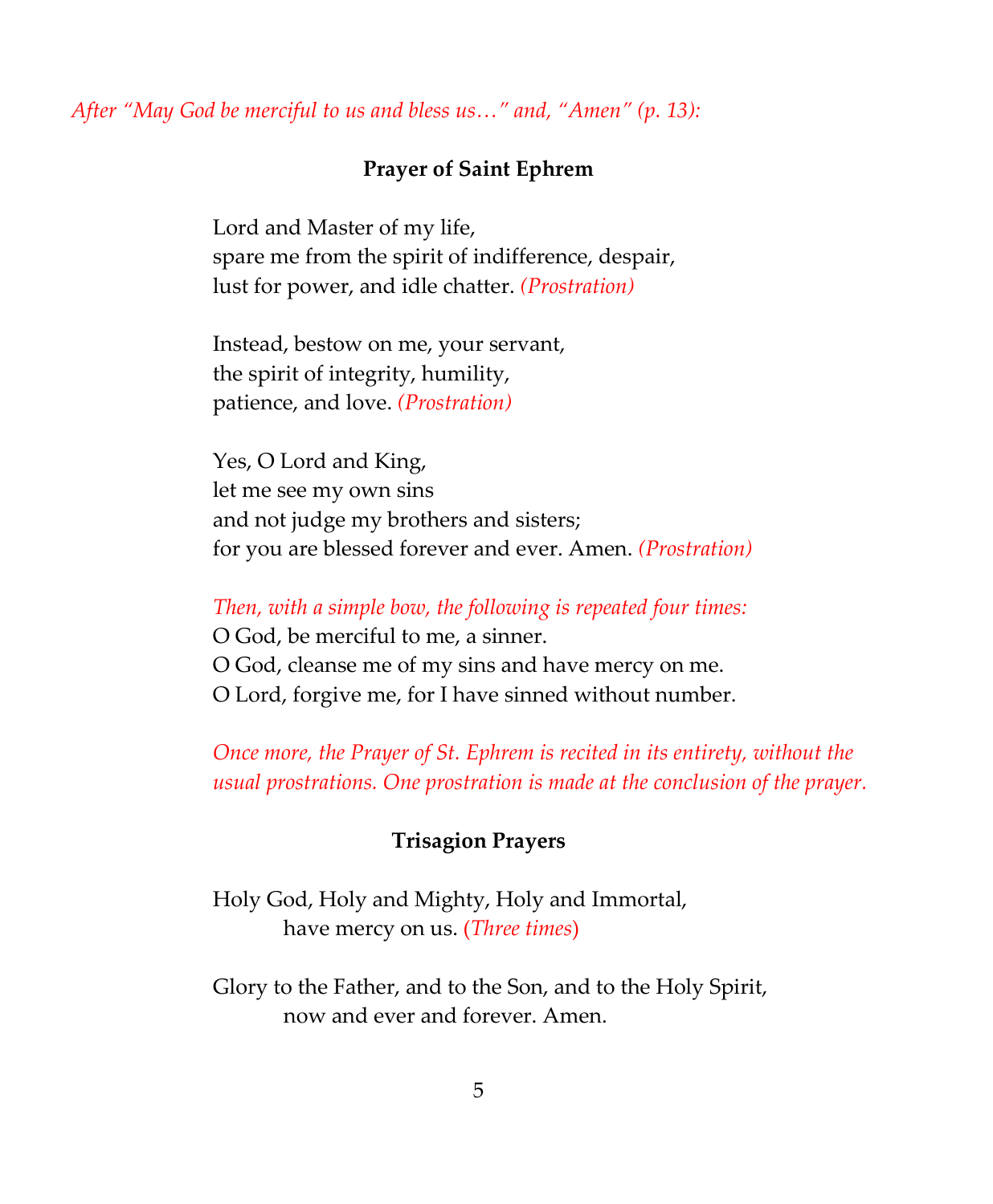*After "May God be merciful to us and bless us…" and, "Amen" (p. 13):*

### Prayer of Saint Ephrem

Lord and Master of my life,
spare me from the spirit of indifference, despair,
lust for power, and idle chatter. *(Prostration)*

Instead, bestow on me, your servant,
the spirit of integrity, humility,
patience, and love. *(Prostration)*

Yes, O Lord and King,
let me see my own sins
and not judge my brothers and sisters;
for you are blessed forever and ever. Amen. *(Prostration)*

*Then, with a simple bow, the following is repeated four times:*
O God, be merciful to me, a sinner.
O God, cleanse me of my sins and have mercy on me.
O Lord, forgive me, for I have sinned without number.

*Once more, the Prayer of St. Ephrem is recited in its entirety, without the usual prostrations. One prostration is made at the conclusion of the prayer.*

### Trisagion Prayers

Holy God, Holy and Mighty, Holy and Immortal,
have mercy on us. (*Three times*)

Glory to the Father, and to the Son, and to the Holy Spirit,
now and ever and forever. Amen.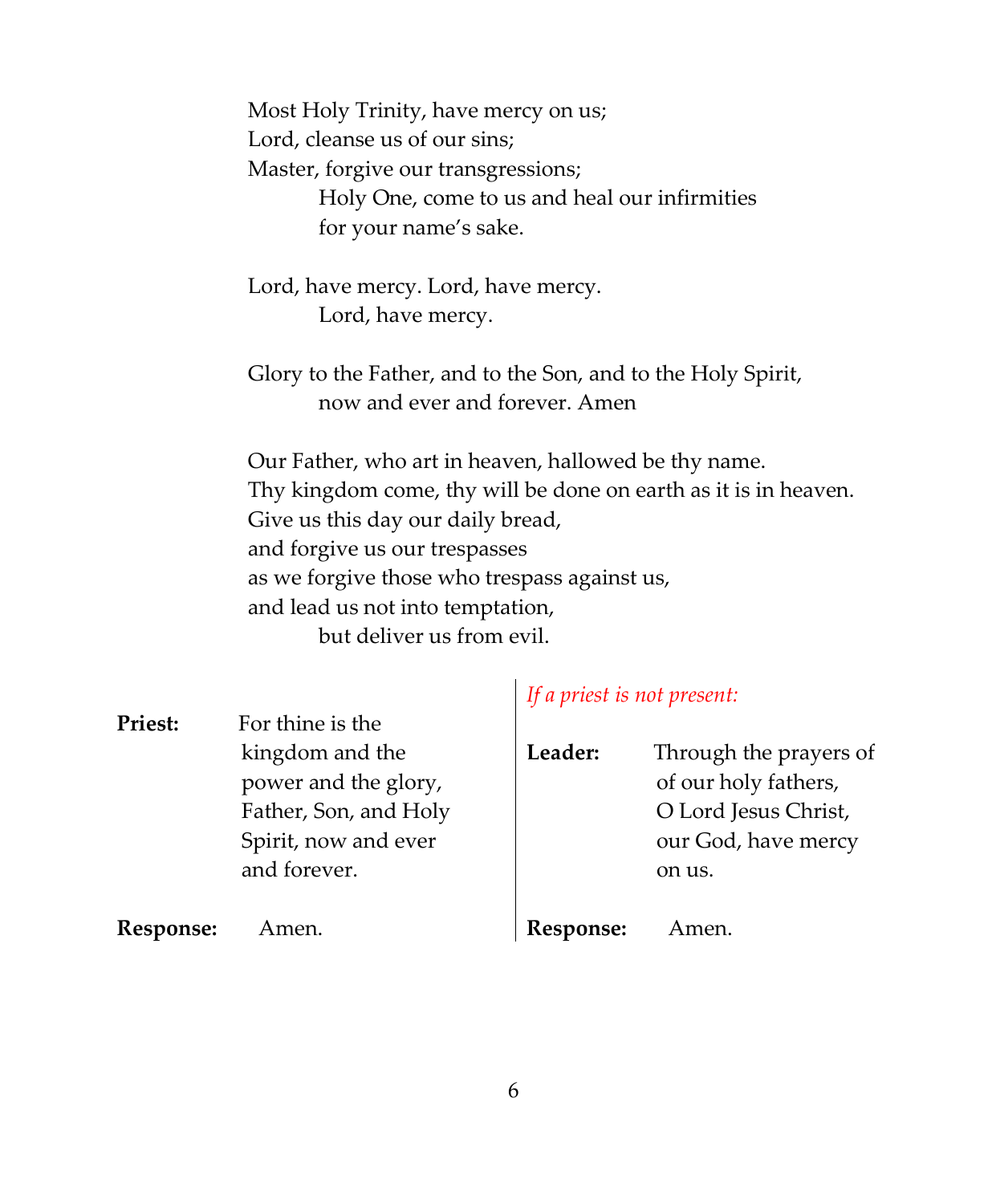Most Holy Trinity, have mercy on us;
Lord, cleanse us of our sins;
Master, forgive our transgressions;
    Holy One, come to us and heal our infirmities
    for your name's sake.

Lord, have mercy. Lord, have mercy.
    Lord, have mercy.

Glory to the Father, and to the Son, and to the Holy Spirit,
    now and ever and forever. Amen

Our Father, who art in heaven, hallowed be thy name.
Thy kingdom come, thy will be done on earth as it is in heaven.
Give us this day our daily bread,
and forgive us our trespasses
as we forgive those who trespass against us,
and lead us not into temptation,
    but deliver us from evil.

**Priest:** For thine is the kingdom and the power and the glory, Father, Son, and Holy Spirit, now and ever and forever.

**Response:** Amen.

*If a priest is not present:*

**Leader:** Through the prayers of of our holy fathers, O Lord Jesus Christ, our God, have mercy on us.

**Response:** Amen.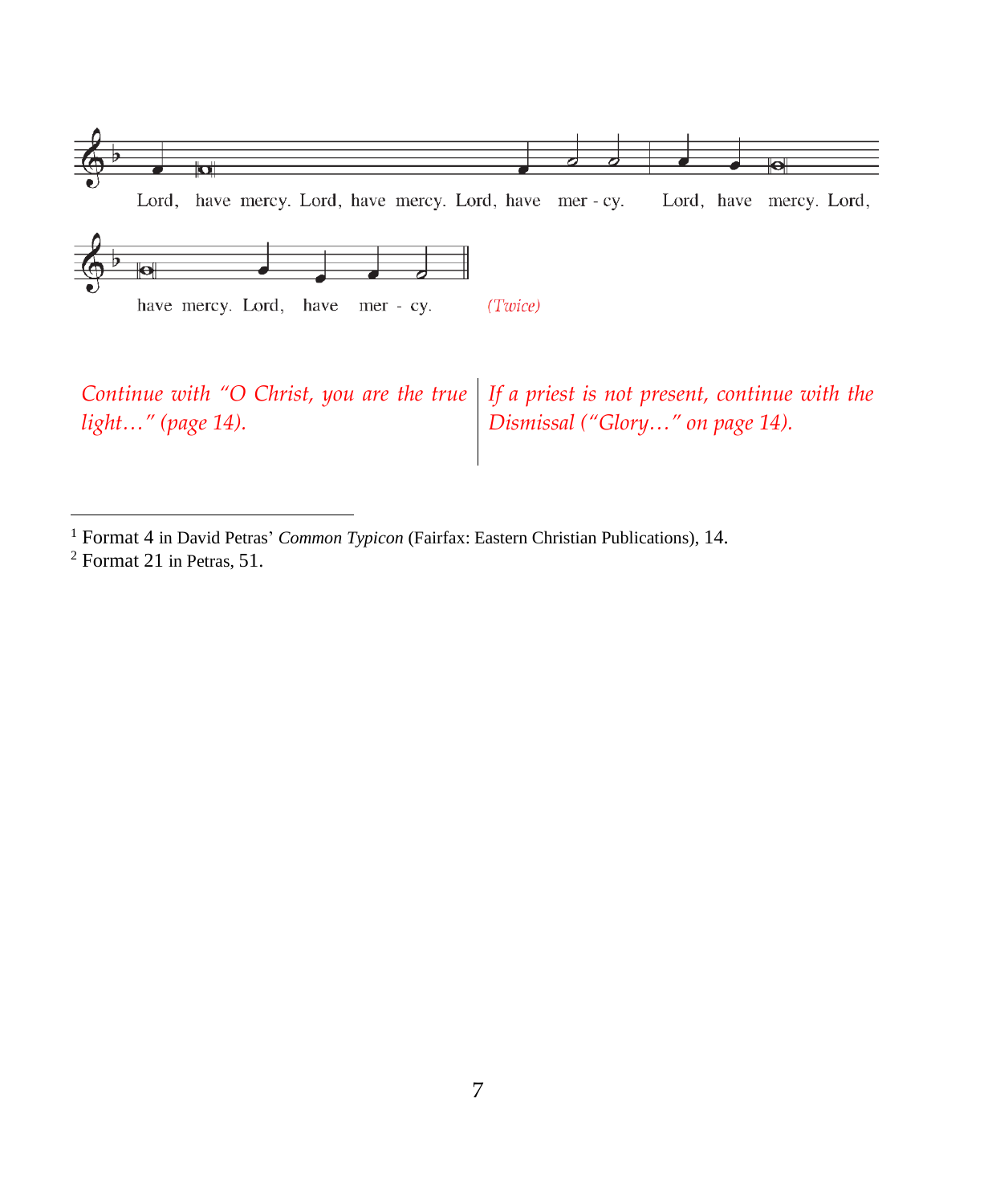Lord, have mercy. Lord, have mercy. Lord, have mer - cy. Lord, have mercy. Lord,

have mercy. Lord, have mer - cy. *(Twice)*

*Continue with "O Christ, you are the true light…" (page 14).*

*If a priest is not present, continue with the Dismissal ("Glory…" on page 14).*

---

[1] Format 4 in David Petras' *Common Typicon* (Fairfax: Eastern Christian Publications), 14.

[2] Format 21 in Petras, 51.